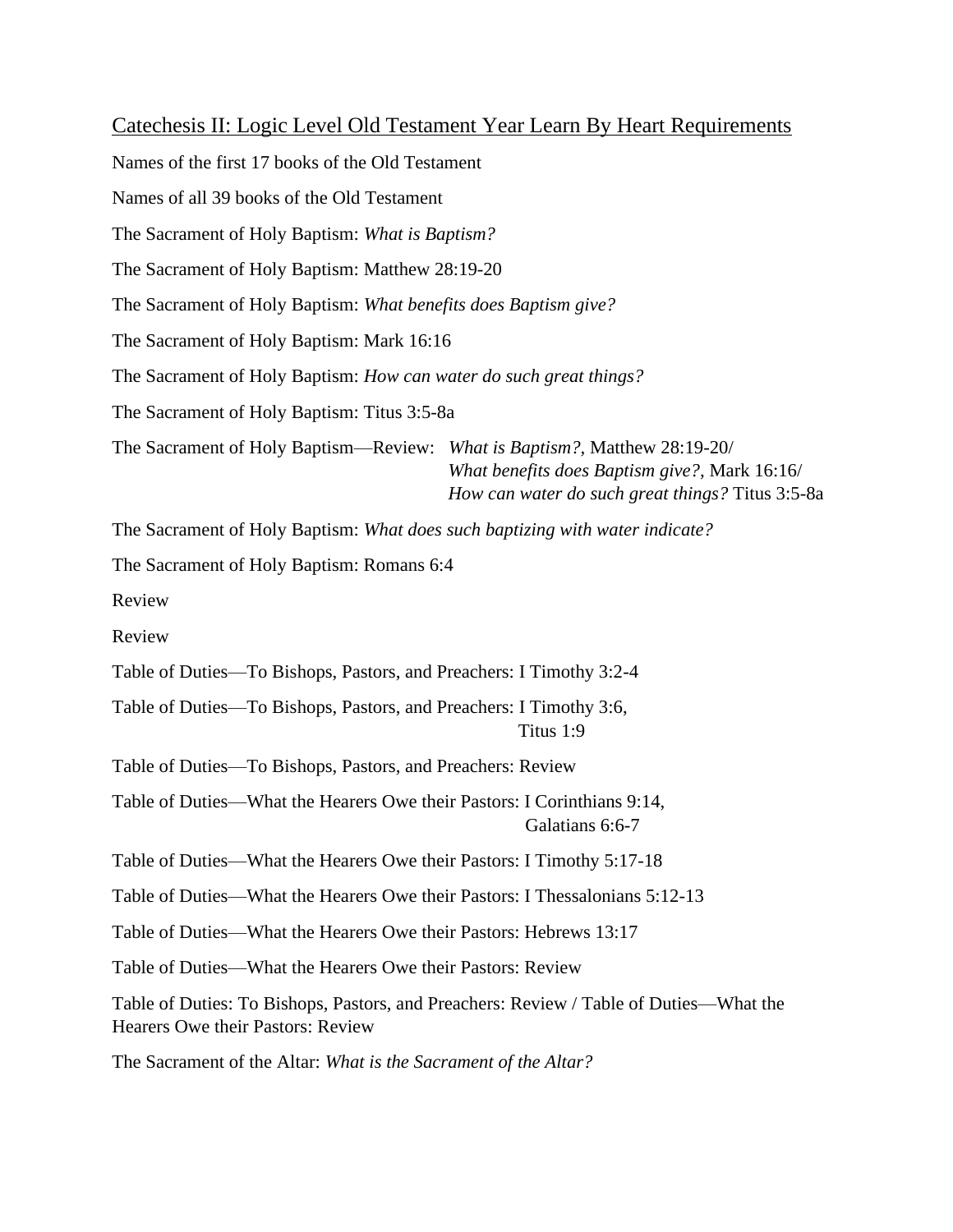Catechesis II: Logic Level Old Testament Year Learn By Heart Requirements

Names of the first 17 books of the Old Testament

Names of all 39 books of the Old Testament

The Sacrament of Holy Baptism: *What is Baptism?*

The Sacrament of Holy Baptism: Matthew 28:19-20

The Sacrament of Holy Baptism: *What benefits does Baptism give?*

The Sacrament of Holy Baptism: Mark 16:16

The Sacrament of Holy Baptism: *How can water do such great things?*

The Sacrament of Holy Baptism: Titus 3:5-8a

The Sacrament of Holy Baptism—Review: *What is Baptism?*, Matthew 28:19-20/
*What benefits does Baptism give?*, Mark 16:16/
*How can water do such great things?* Titus 3:5-8a

The Sacrament of Holy Baptism: *What does such baptizing with water indicate?*

The Sacrament of Holy Baptism: Romans 6:4

Review

Review

Table of Duties—To Bishops, Pastors, and Preachers: I Timothy 3:2-4

Table of Duties—To Bishops, Pastors, and Preachers: I Timothy 3:6,
Titus 1:9

Table of Duties—To Bishops, Pastors, and Preachers: Review

Table of Duties—What the Hearers Owe their Pastors: I Corinthians 9:14,
Galatians 6:6-7

Table of Duties—What the Hearers Owe their Pastors: I Timothy 5:17-18

Table of Duties—What the Hearers Owe their Pastors: I Thessalonians 5:12-13

Table of Duties—What the Hearers Owe their Pastors: Hebrews 13:17

Table of Duties—What the Hearers Owe their Pastors: Review

Table of Duties: To Bishops, Pastors, and Preachers: Review / Table of Duties—What the Hearers Owe their Pastors: Review

The Sacrament of the Altar: *What is the Sacrament of the Altar?*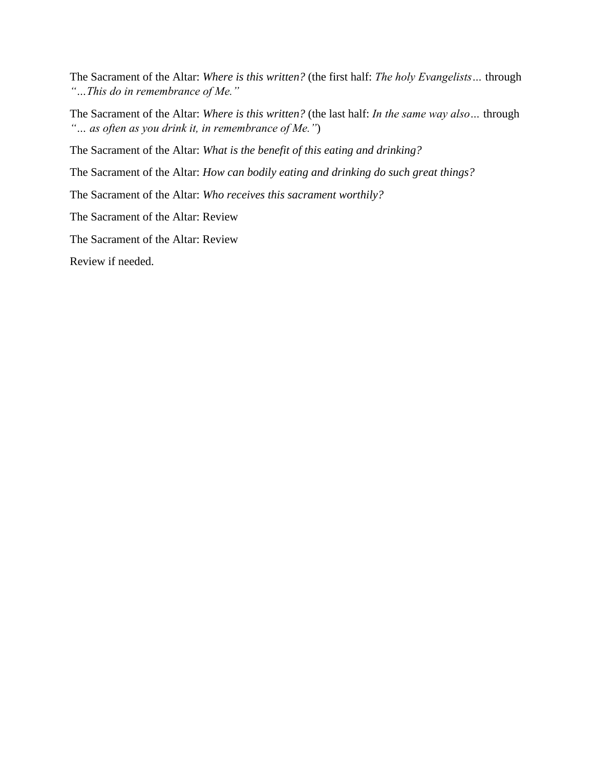The Sacrament of the Altar: *Where is this written?* (the first half: *The holy Evangelists…* through *"…This do in remembrance of Me."*

The Sacrament of the Altar: *Where is this written?* (the last half: *In the same way also…* through *"… as often as you drink it, in remembrance of Me."*)

The Sacrament of the Altar: *What is the benefit of this eating and drinking?*

The Sacrament of the Altar: *How can bodily eating and drinking do such great things?*

The Sacrament of the Altar: *Who receives this sacrament worthily?*

The Sacrament of the Altar: Review

The Sacrament of the Altar: Review

Review if needed.